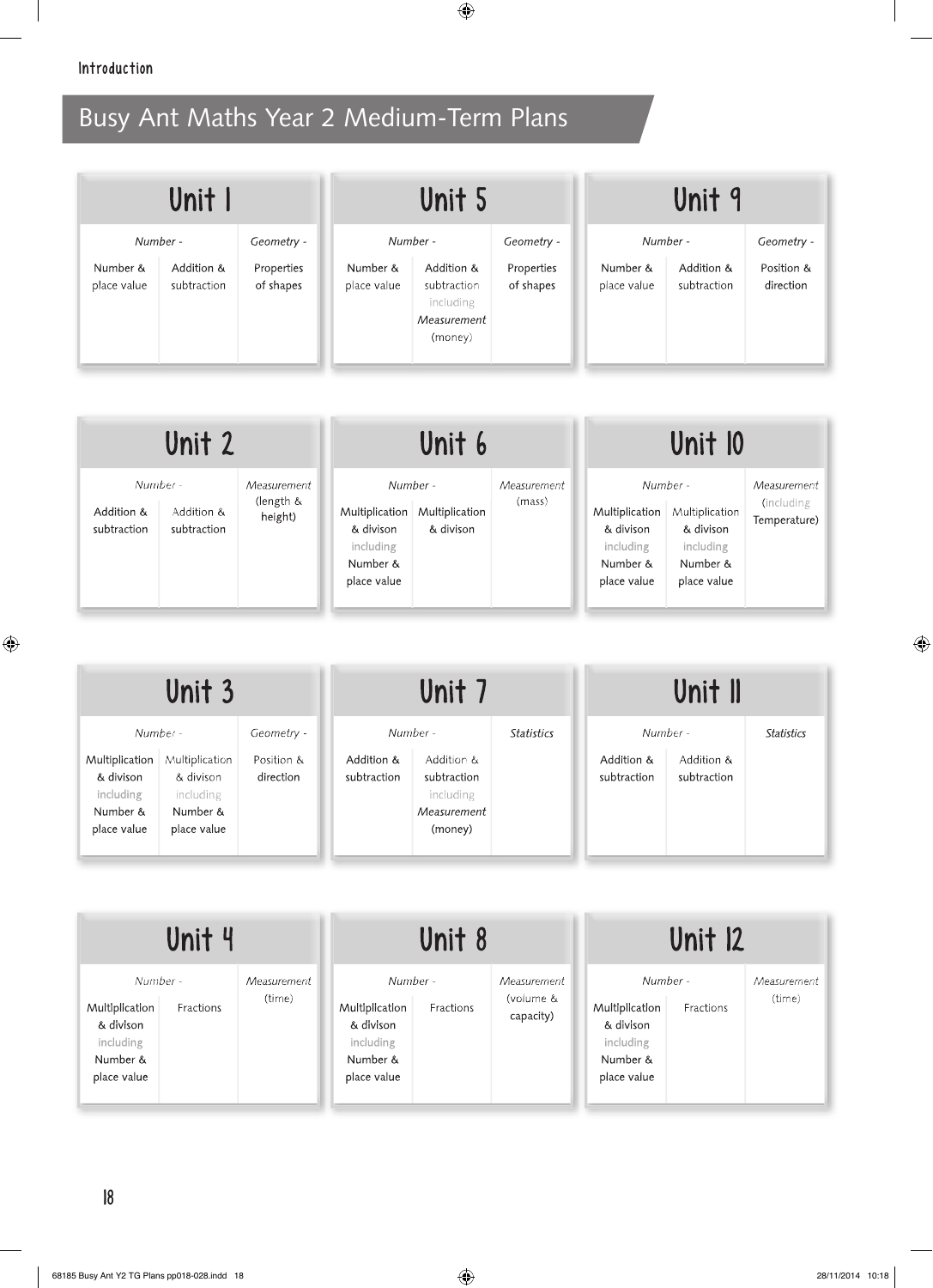Introduction

# Busy Ant Maths Year 2 Medium-Term Plans

## Unit 1

| *Number -* | | *Geometry -* |
|---|---|---|
| Number & place value | Addition & subtraction | Properties of shapes |

## Unit 5

| *Number -* | | *Geometry -* |
|---|---|---|
| Number & place value | Addition & subtraction including *Measurement* (money) | Properties of shapes |

## Unit 9

| *Number -* | | *Geometry -* |
|---|---|---|
| Number & place value | Addition & subtraction | Position & direction |

## Unit 2

| *Number -* | | *Measurement* |
|---|---|---|
| Addition & subtraction | Addition & subtraction | (length & height) |

## Unit 6

| *Number -* | | *Measurement* |
|---|---|---|
| Multiplication & divison including Number & place value | Multiplication & divison | (mass) |

## Unit 10

| *Number -* | | *Measurement* |
|---|---|---|
| Multiplication & divison including Number & place value | Multiplication & divison including Number & place value | (including Temperature) |

## Unit 3

| *Number -* | | *Geometry -* |
|---|---|---|
| Multiplication & divison including Number & place value | Multiplication & divison including Number & place value | Position & direction |

## Unit 7

| *Number -* | | *Statistics* |
|---|---|---|
| Addition & subtraction | Addition & subtraction including *Measurement* (money) | |

## Unit 11

| *Number -* | | *Statistics* |
|---|---|---|
| Addition & subtraction | Addition & subtraction | |

## Unit 4

| *Number -* | | *Measurement* |
|---|---|---|
| Multiplication & divison including Number & place value | Fractions | (time) |

## Unit 8

| *Number -* | | *Measurement* |
|---|---|---|
| Multiplication & divison including Number & place value | Fractions | (volume & capacity) |

## Unit 12

| *Number -* | | *Measurement* |
|---|---|---|
| Multiplication & divison including Number & place value | Fractions | (time) |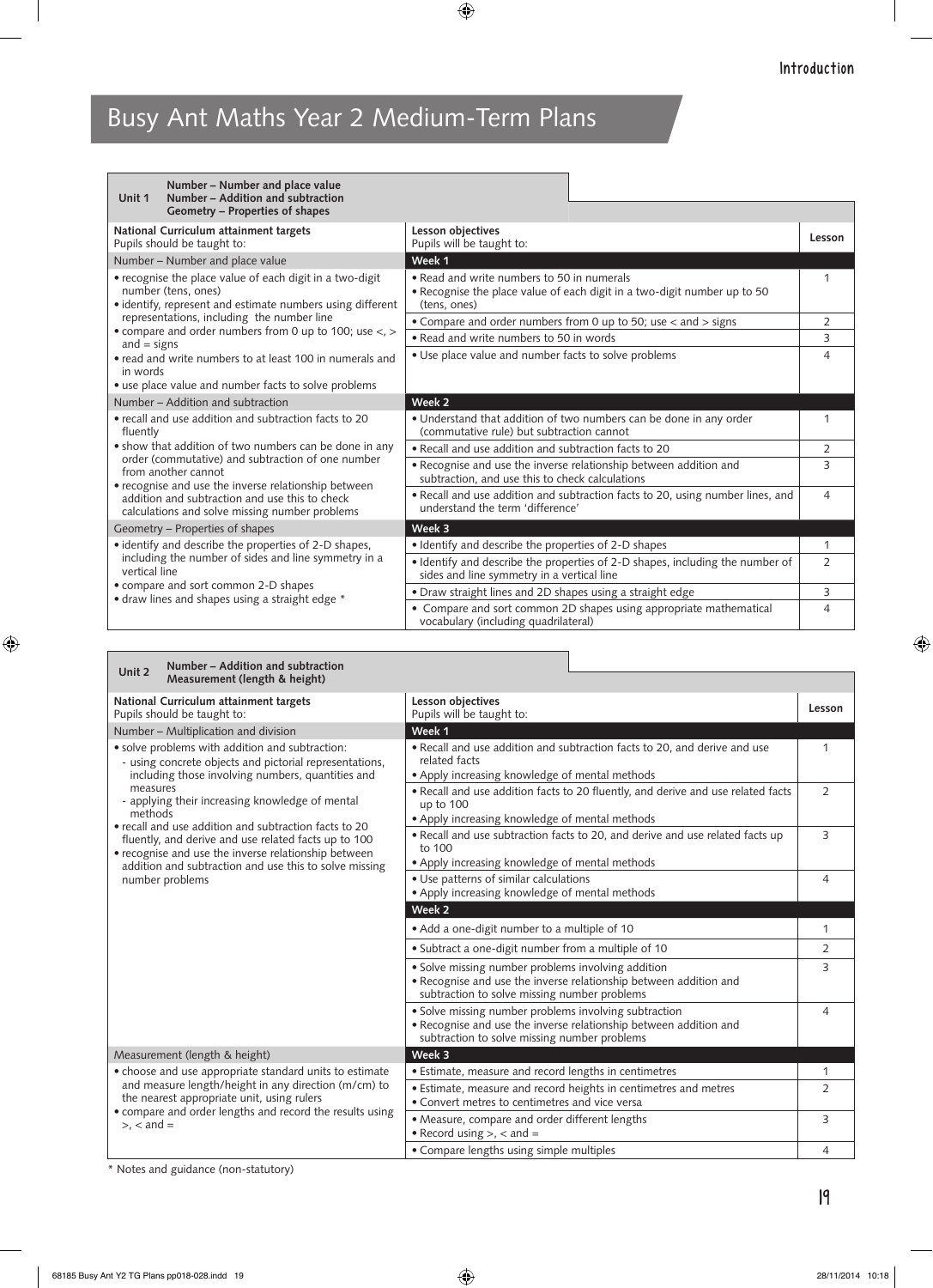# Busy Ant Maths Year 2 Medium-Term Plans

**Unit 1** — **Number – Number and place value**, **Number – Addition and subtraction**, **Geometry – Properties of shapes**

| **National Curriculum attainment targets**<br>Pupils should be taught to: | **Lesson objectives**<br>Pupils will be taught to: | **Lesson** |
|---|---|---|
| Number – Number and place value | **Week 1** | |
| • recognise the place value of each digit in a two-digit number (tens, ones)<br>• identify, represent and estimate numbers using different representations, including the number line<br>• compare and order numbers from 0 up to 100; use <, > and = signs<br>• read and write numbers to at least 100 in numerals and in words<br>• use place value and number facts to solve problems | • Read and write numbers to 50 in numerals<br>• Recognise the place value of each digit in a two-digit number up to 50 (tens, ones) | 1 |
| | • Compare and order numbers from 0 up to 50; use < and > signs | 2 |
| | • Read and write numbers to 50 in words | 3 |
| | • Use place value and number facts to solve problems | 4 |
| Number – Addition and subtraction | **Week 2** | |
| • recall and use addition and subtraction facts to 20 fluently<br>• show that addition of two numbers can be done in any order (commutative) and subtraction of one number from another cannot<br>• recognise and use the inverse relationship between addition and subtraction and use this to check calculations and solve missing number problems | • Understand that addition of two numbers can be done in any order (commutative rule) but subtraction cannot | 1 |
| | • Recall and use addition and subtraction facts to 20 | 2 |
| | • Recognise and use the inverse relationship between addition and subtraction, and use this to check calculations | 3 |
| | • Recall and use addition and subtraction facts to 20, using number lines, and understand the term 'difference' | 4 |
| Geometry – Properties of shapes | **Week 3** | |
| • identify and describe the properties of 2-D shapes, including the number of sides and line symmetry in a vertical line<br>• compare and sort common 2-D shapes<br>• draw lines and shapes using a straight edge * | • Identify and describe the properties of 2-D shapes | 1 |
| | • Identify and describe the properties of 2-D shapes, including the number of sides and line symmetry in a vertical line | 2 |
| | • Draw straight lines and 2D shapes using a straight edge | 3 |
| | • Compare and sort common 2D shapes using appropriate mathematical vocabulary (including quadrilateral) | 4 |

**Unit 2** — **Number – Addition and subtraction**, **Measurement (length & height)**

| **National Curriculum attainment targets**<br>Pupils should be taught to: | **Lesson objectives**<br>Pupils will be taught to: | **Lesson** |
|---|---|---|
| Number – Multiplication and division | **Week 1** | |
| • solve problems with addition and subtraction:<br>- using concrete objects and pictorial representations, including those involving numbers, quantities and measures<br>- applying their increasing knowledge of mental methods<br>• recall and use addition and subtraction facts to 20 fluently, and derive and use related facts up to 100<br>• recognise and use the inverse relationship between addition and subtraction and use this to solve missing number problems | • Recall and use addition and subtraction facts to 20, and derive and use related facts<br>• Apply increasing knowledge of mental methods | 1 |
| | • Recall and use addition facts to 20 fluently, and derive and use related facts up to 100<br>• Apply increasing knowledge of mental methods | 2 |
| | • Recall and use subtraction facts to 20, and derive and use related facts up to 100<br>• Apply increasing knowledge of mental methods | 3 |
| | • Use patterns of similar calculations<br>• Apply increasing knowledge of mental methods | 4 |
| | **Week 2** | |
| | • Add a one-digit number to a multiple of 10 | 1 |
| | • Subtract a one-digit number from a multiple of 10 | 2 |
| | • Solve missing number problems involving addition<br>• Recognise and use the inverse relationship between addition and subtraction to solve missing number problems | 3 |
| | • Solve missing number problems involving subtraction<br>• Recognise and use the inverse relationship between addition and subtraction to solve missing number problems | 4 |
| Measurement (length & height) | **Week 3** | |
| • choose and use appropriate standard units to estimate and measure length/height in any direction (m/cm) to the nearest appropriate unit, using rulers<br>• compare and order lengths and record the results using >, < and = | • Estimate, measure and record lengths in centimetres | 1 |
| | • Estimate, measure and record heights in centimetres and metres<br>• Convert metres to centimetres and vice versa | 2 |
| | • Measure, compare and order different lengths<br>• Record using >, < and = | 3 |
| | • Compare lengths using simple multiples | 4 |

* Notes and guidance (non-statutory)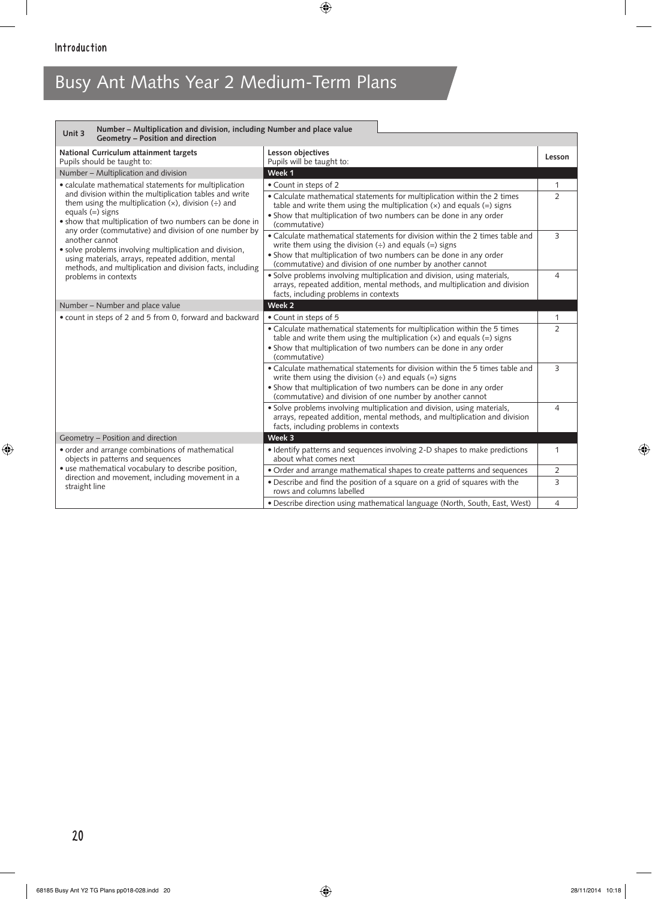Introduction

# Busy Ant Maths Year 2 Medium-Term Plans

| Unit 3 | Number – Multiplication and division, including Number and place value<br>Geometry – Position and direction | |
|---|---|---|
| **National Curriculum attainment targets**<br>Pupils should be taught to: | **Lesson objectives**<br>Pupils will be taught to: | **Lesson** |
| Number – Multiplication and division | **Week 1** | |
| • calculate mathematical statements for multiplication and division within the multiplication tables and write them using the multiplication (×), division (÷) and equals (=) signs<br>• show that multiplication of two numbers can be done in any order (commutative) and division of one number by another cannot<br>• solve problems involving multiplication and division, using materials, arrays, repeated addition, mental methods, and multiplication and division facts, including problems in contexts | • Count in steps of 2 | 1 |
| | • Calculate mathematical statements for multiplication within the 2 times table and write them using the multiplication (×) and equals (=) signs<br>• Show that multiplication of two numbers can be done in any order (commutative) | 2 |
| | • Calculate mathematical statements for division within the 2 times table and write them using the division (÷) and equals (=) signs<br>• Show that multiplication of two numbers can be done in any order (commutative) and division of one number by another cannot | 3 |
| | • Solve problems involving multiplication and division, using materials, arrays, repeated addition, mental methods, and multiplication and division facts, including problems in contexts | 4 |
| Number – Number and place value | **Week 2** | |
| • count in steps of 2 and 5 from 0, forward and backward | • Count in steps of 5 | 1 |
| | • Calculate mathematical statements for multiplication within the 5 times table and write them using the multiplication (×) and equals (=) signs<br>• Show that multiplication of two numbers can be done in any order (commutative) | 2 |
| | • Calculate mathematical statements for division within the 5 times table and write them using the division (÷) and equals (=) signs<br>• Show that multiplication of two numbers can be done in any order (commutative) and division of one number by another cannot | 3 |
| | • Solve problems involving multiplication and division, using materials, arrays, repeated addition, mental methods, and multiplication and division facts, including problems in contexts | 4 |
| Geometry – Position and direction | **Week 3** | |
| • order and arrange combinations of mathematical objects in patterns and sequences<br>• use mathematical vocabulary to describe position, direction and movement, including movement in a straight line | • Identify patterns and sequences involving 2-D shapes to make predictions about what comes next | 1 |
| | • Order and arrange mathematical shapes to create patterns and sequences | 2 |
| | • Describe and find the position of a square on a grid of squares with the rows and columns labelled | 3 |
| | • Describe direction using mathematical language (North, South, East, West) | 4 |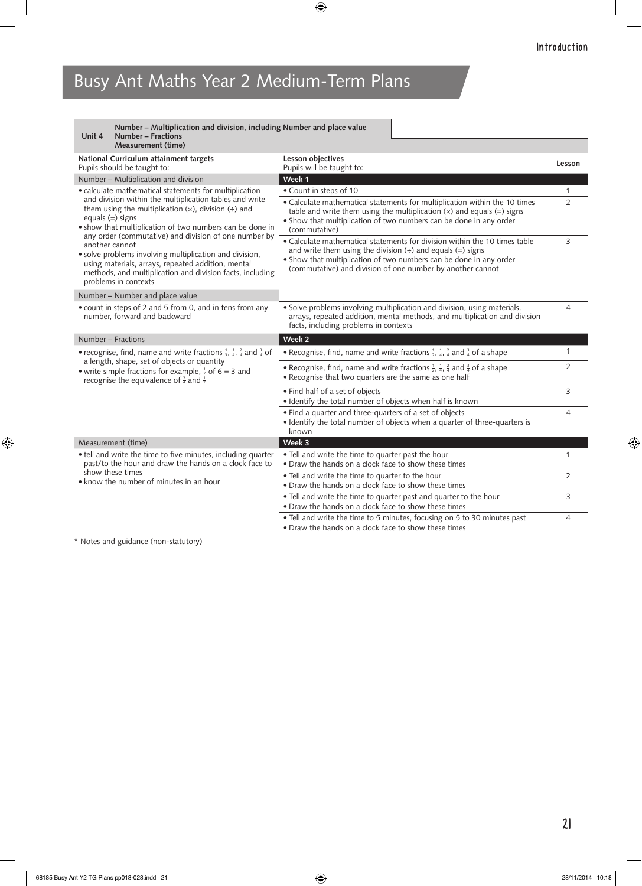# Busy Ant Maths Year 2 Medium-Term Plans

**Unit 4** — **Number – Multiplication and division, including Number and place value**
**Number – Fractions**
**Measurement (time)**

| **National Curriculum attainment targets**<br>Pupils should be taught to: | **Lesson objectives**<br>Pupils will be taught to: | **Lesson** |
|---|---|---|
| Number – Multiplication and division | **Week 1** | |
| • calculate mathematical statements for multiplication and division within the multiplication tables and write them using the multiplication (×), division (÷) and equals (=) signs<br>• show that multiplication of two numbers can be done in any order (commutative) and division of one number by another cannot<br>• solve problems involving multiplication and division, using materials, arrays, repeated addition, mental methods, and multiplication and division facts, including problems in contexts | • Count in steps of 10 | 1 |
| | • Calculate mathematical statements for multiplication within the 10 times table and write them using the multiplication (×) and equals (=) signs<br>• Show that multiplication of two numbers can be done in any order (commutative) | 2 |
| | • Calculate mathematical statements for division within the 10 times table and write them using the division (÷) and equals (=) signs<br>• Show that multiplication of two numbers can be done in any order (commutative) and division of one number by another cannot | 3 |
| Number – Number and place value | | |
| • count in steps of 2 and 5 from 0, and in tens from any number, forward and backward | • Solve problems involving multiplication and division, using materials, arrays, repeated addition, mental methods, and multiplication and division facts, including problems in contexts | 4 |
| Number – Fractions | **Week 2** | |
| • recognise, find, name and write fractions $\frac{1}{3}$, $\frac{1}{4}$, $\frac{2}{4}$ and $\frac{3}{4}$ of a length, shape, set of objects or quantity<br>• write simple fractions for example, $\frac{1}{2}$ of 6 = 3 and recognise the equivalence of $\frac{2}{4}$ and $\frac{1}{2}$ | • Recognise, find, name and write fractions $\frac{1}{2}$, $\frac{1}{4}$, $\frac{2}{4}$ and $\frac{3}{4}$ of a shape | 1 |
| | • Recognise, find, name and write fractions $\frac{1}{2}$, $\frac{1}{4}$, $\frac{2}{4}$ and $\frac{3}{4}$ of a shape<br>• Recognise that two quarters are the same as one half | 2 |
| | • Find half of a set of objects<br>• Identify the total number of objects when half is known | 3 |
| | • Find a quarter and three-quarters of a set of objects<br>• Identify the total number of objects when a quarter of three-quarters is known | 4 |
| Measurement (time) | **Week 3** | |
| • tell and write the time to five minutes, including quarter past/to the hour and draw the hands on a clock face to show these times<br>• know the number of minutes in an hour | • Tell and write the time to quarter past the hour<br>• Draw the hands on a clock face to show these times | 1 |
| | • Tell and write the time to quarter to the hour<br>• Draw the hands on a clock face to show these times | 2 |
| | • Tell and write the time to quarter past and quarter to the hour<br>• Draw the hands on a clock face to show these times | 3 |
| | • Tell and write the time to 5 minutes, focusing on 5 to 30 minutes past<br>• Draw the hands on a clock face to show these times | 4 |

* Notes and guidance (non-statutory)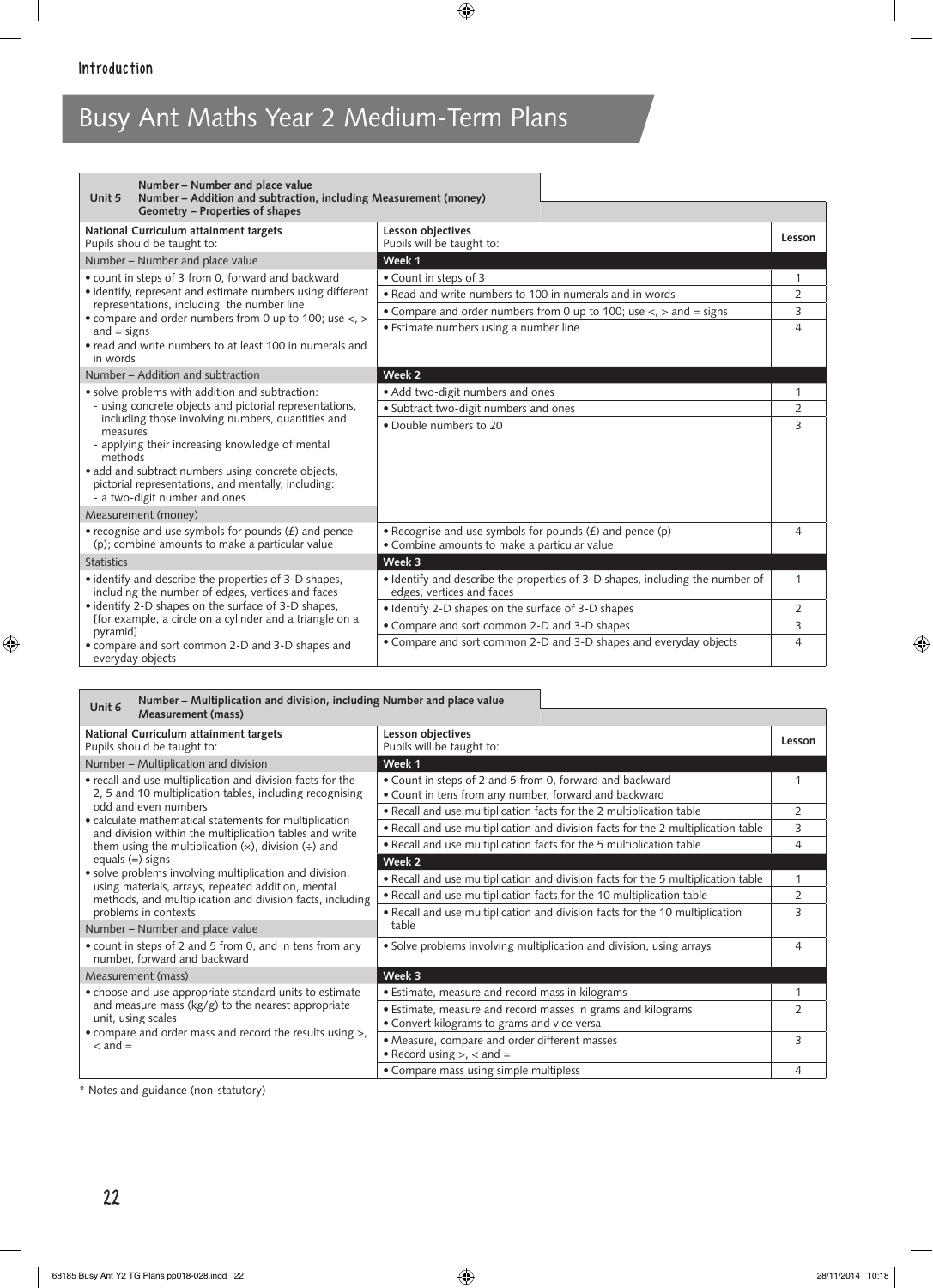## Busy Ant Maths Year 2 Medium-Term Plans

| Unit 5 | Number – Number and place value<br>Number – Addition and subtraction, including Measurement (money)<br>Geometry – Properties of shapes | |
|---|---|---|
| **National Curriculum attainment targets**<br>Pupils should be taught to: | **Lesson objectives**<br>Pupils will be taught to: | **Lesson** |
| Number – Number and place value | **Week 1** | |
| • count in steps of 3 from 0, forward and backward<br>• identify, represent and estimate numbers using different representations, including the number line<br>• compare and order numbers from 0 up to 100; use <, > and = signs<br>• read and write numbers to at least 100 in numerals and in words | • Count in steps of 3 | 1 |
| | • Read and write numbers to 100 in numerals and in words | 2 |
| | • Compare and order numbers from 0 up to 100; use <, > and = signs | 3 |
| | • Estimate numbers using a number line | 4 |
| Number – Addition and subtraction | **Week 2** | |
| • solve problems with addition and subtraction:<br>- using concrete objects and pictorial representations, including those involving numbers, quantities and measures<br>- applying their increasing knowledge of mental methods<br>• add and subtract numbers using concrete objects, pictorial representations, and mentally, including:<br>- a two-digit number and ones | • Add two-digit numbers and ones | 1 |
| | • Subtract two-digit numbers and ones | 2 |
| | • Double numbers to 20 | 3 |
| Measurement (money) | | |
| • recognise and use symbols for pounds (£) and pence (p); combine amounts to make a particular value | • Recognise and use symbols for pounds (£) and pence (p)<br>• Combine amounts to make a particular value | 4 |
| Statistics | **Week 3** | |
| • identify and describe the properties of 3-D shapes, including the number of edges, vertices and faces<br>• identify 2-D shapes on the surface of 3-D shapes, [for example, a circle on a cylinder and a triangle on a pyramid]<br>• compare and sort common 2-D and 3-D shapes and everyday objects | • Identify and describe the properties of 3-D shapes, including the number of edges, vertices and faces | 1 |
| | • Identify 2-D shapes on the surface of 3-D shapes | 2 |
| | • Compare and sort common 2-D and 3-D shapes | 3 |
| | • Compare and sort common 2-D and 3-D shapes and everyday objects | 4 |

| Unit 6 | Number – Multiplication and division, including Number and place value<br>Measurement (mass) | |
|---|---|---|
| **National Curriculum attainment targets**<br>Pupils should be taught to: | **Lesson objectives**<br>Pupils will be taught to: | **Lesson** |
| Number – Multiplication and division | **Week 1** | |
| • recall and use multiplication and division facts for the 2, 5 and 10 multiplication tables, including recognising odd and even numbers<br>• calculate mathematical statements for multiplication and division within the multiplication tables and write them using the multiplication (×), division (÷) and equals (=) signs<br>• solve problems involving multiplication and division, using materials, arrays, repeated addition, mental methods, and multiplication and division facts, including problems in contexts | • Count in steps of 2 and 5 from 0, forward and backward<br>• Count in tens from any number, forward and backward | 1 |
| | • Recall and use multiplication facts for the 2 multiplication table | 2 |
| | • Recall and use multiplication and division facts for the 2 multiplication table | 3 |
| | • Recall and use multiplication facts for the 5 multiplication table | 4 |
| | **Week 2** | |
| | • Recall and use multiplication and division facts for the 5 multiplication table | 1 |
| | • Recall and use multiplication facts for the 10 multiplication table | 2 |
| Number – Number and place value | • Recall and use multiplication and division facts for the 10 multiplication table | 3 |
| • count in steps of 2 and 5 from 0, and in tens from any number, forward and backward | • Solve problems involving multiplication and division, using arrays | 4 |
| Measurement (mass) | **Week 3** | |
| • choose and use appropriate standard units to estimate and measure mass (kg/g) to the nearest appropriate unit, using scales<br>• compare and order mass and record the results using >, < and = | • Estimate, measure and record mass in kilograms | 1 |
| | • Estimate, measure and record masses in grams and kilograms<br>• Convert kilograms to grams and vice versa | 2 |
| | • Measure, compare and order different masses<br>• Record using >, < and = | 3 |
| | • Compare mass using simple multipless | 4 |

\* Notes and guidance (non-statutory)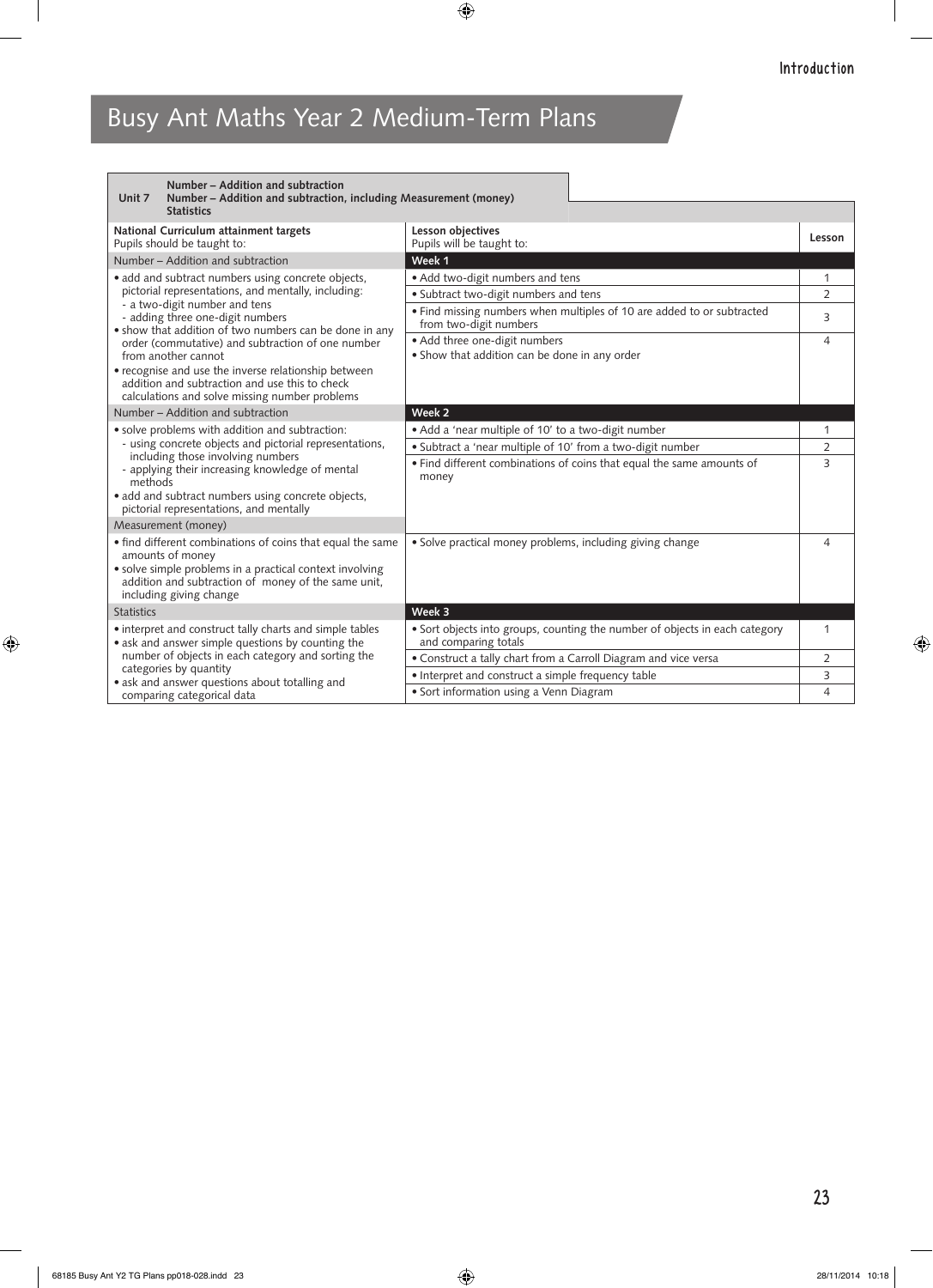# Busy Ant Maths Year 2 Medium-Term Plans

| **Unit 7** | **Number – Addition and subtraction**<br>**Number – Addition and subtraction, including Measurement (money)**<br>**Statistics** | |
|---|---|---|
| **National Curriculum attainment targets**<br>Pupils should be taught to: | **Lesson objectives**<br>Pupils will be taught to: | **Lesson** |
| Number – Addition and subtraction | **Week 1** | |
| • add and subtract numbers using concrete objects, pictorial representations, and mentally, including:<br>- a two-digit number and tens<br>- adding three one-digit numbers<br>• show that addition of two numbers can be done in any order (commutative) and subtraction of one number from another cannot<br>• recognise and use the inverse relationship between addition and subtraction and use this to check calculations and solve missing number problems | • Add two-digit numbers and tens | 1 |
| | • Subtract two-digit numbers and tens | 2 |
| | • Find missing numbers when multiples of 10 are added to or subtracted from two-digit numbers | 3 |
| | • Add three one-digit numbers<br>• Show that addition can be done in any order | 4 |
| Number – Addition and subtraction | **Week 2** | |
| • solve problems with addition and subtraction:<br>- using concrete objects and pictorial representations, including those involving numbers<br>- applying their increasing knowledge of mental methods<br>• add and subtract numbers using concrete objects, pictorial representations, and mentally | • Add a 'near multiple of 10' to a two-digit number | 1 |
| | • Subtract a 'near multiple of 10' from a two-digit number | 2 |
| | • Find different combinations of coins that equal the same amounts of money | 3 |
| Measurement (money) | | |
| • find different combinations of coins that equal the same amounts of money<br>• solve simple problems in a practical context involving addition and subtraction of money of the same unit, including giving change | • Solve practical money problems, including giving change | 4 |
| Statistics | **Week 3** | |
| • interpret and construct tally charts and simple tables<br>• ask and answer simple questions by counting the number of objects in each category and sorting the categories by quantity<br>• ask and answer questions about totalling and comparing categorical data | • Sort objects into groups, counting the number of objects in each category and comparing totals | 1 |
| | • Construct a tally chart from a Carroll Diagram and vice versa | 2 |
| | • Interpret and construct a simple frequency table | 3 |
| | • Sort information using a Venn Diagram | 4 |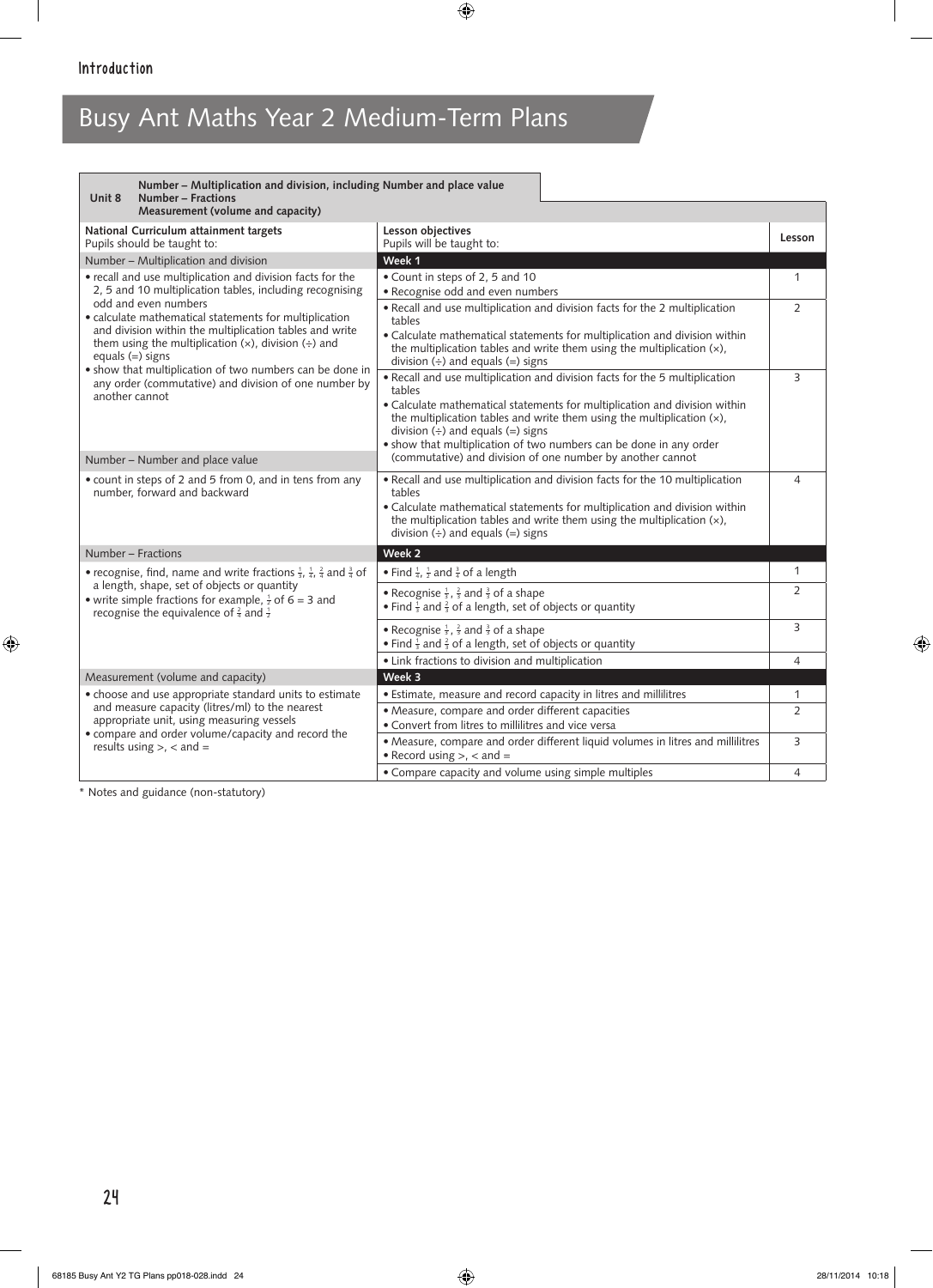## Introduction

# Busy Ant Maths Year 2 Medium-Term Plans

| Unit 8 | Number – Multiplication and division, including Number and place value<br>Number – Fractions<br>Measurement (volume and capacity) | |
|---|---|---|
| **National Curriculum attainment targets**<br>Pupils should be taught to: | **Lesson objectives**<br>Pupils will be taught to: | **Lesson** |
| Number – Multiplication and division | **Week 1** | |
| • recall and use multiplication and division facts for the 2, 5 and 10 multiplication tables, including recognising odd and even numbers<br>• calculate mathematical statements for multiplication and division within the multiplication tables and write them using the multiplication (×), division (÷) and equals (=) signs<br>• show that multiplication of two numbers can be done in any order (commutative) and division of one number by another cannot | • Count in steps of 2, 5 and 10<br>• Recognise odd and even numbers | 1 |
| | • Recall and use multiplication and division facts for the 2 multiplication tables<br>• Calculate mathematical statements for multiplication and division within the multiplication tables and write them using the multiplication (×), division (÷) and equals (=) signs | 2 |
| | • Recall and use multiplication and division facts for the 5 multiplication tables<br>• Calculate mathematical statements for multiplication and division within the multiplication tables and write them using the multiplication (×), division (÷) and equals (=) signs<br>• show that multiplication of two numbers can be done in any order (commutative) and division of one number by another cannot | 3 |
| Number – Number and place value<br>• count in steps of 2 and 5 from 0, and in tens from any number, forward and backward | • Recall and use multiplication and division facts for the 10 multiplication tables<br>• Calculate mathematical statements for multiplication and division within the multiplication tables and write them using the multiplication (×), division (÷) and equals (=) signs | 4 |
| Number – Fractions | **Week 2** | |
| • recognise, find, name and write fractions $\frac{1}{3}$, $\frac{1}{4}$, $\frac{2}{4}$ and $\frac{3}{4}$ of a length, shape, set of objects or quantity<br>• write simple fractions for example, $\frac{1}{2}$ of 6 = 3 and recognise the equivalence of $\frac{2}{4}$ and $\frac{1}{2}$ | • Find $\frac{1}{4}$, $\frac{1}{2}$ and $\frac{3}{4}$ of a length | 1 |
| | • Recognise $\frac{1}{3}$, $\frac{2}{3}$ and $\frac{3}{3}$ of a shape<br>• Find $\frac{1}{3}$ and $\frac{2}{3}$ of a length, set of objects or quantity | 2 |
| | • Recognise $\frac{1}{3}$, $\frac{2}{3}$ and $\frac{3}{3}$ of a shape<br>• Find $\frac{1}{3}$ and $\frac{2}{3}$ of a length, set of objects or quantity | 3 |
| | • Link fractions to division and multiplication | 4 |
| Measurement (volume and capacity) | **Week 3** | |
| • choose and use appropriate standard units to estimate and measure capacity (litres/ml) to the nearest appropriate unit, using measuring vessels<br>• compare and order volume/capacity and record the results using >, < and = | • Estimate, measure and record capacity in litres and millilitres | 1 |
| | • Measure, compare and order different capacities<br>• Convert from litres to millilitres and vice versa | 2 |
| | • Measure, compare and order different liquid volumes in litres and millilitres<br>• Record using >, < and = | 3 |
| | • Compare capacity and volume using simple multiples | 4 |

\* Notes and guidance (non-statutory)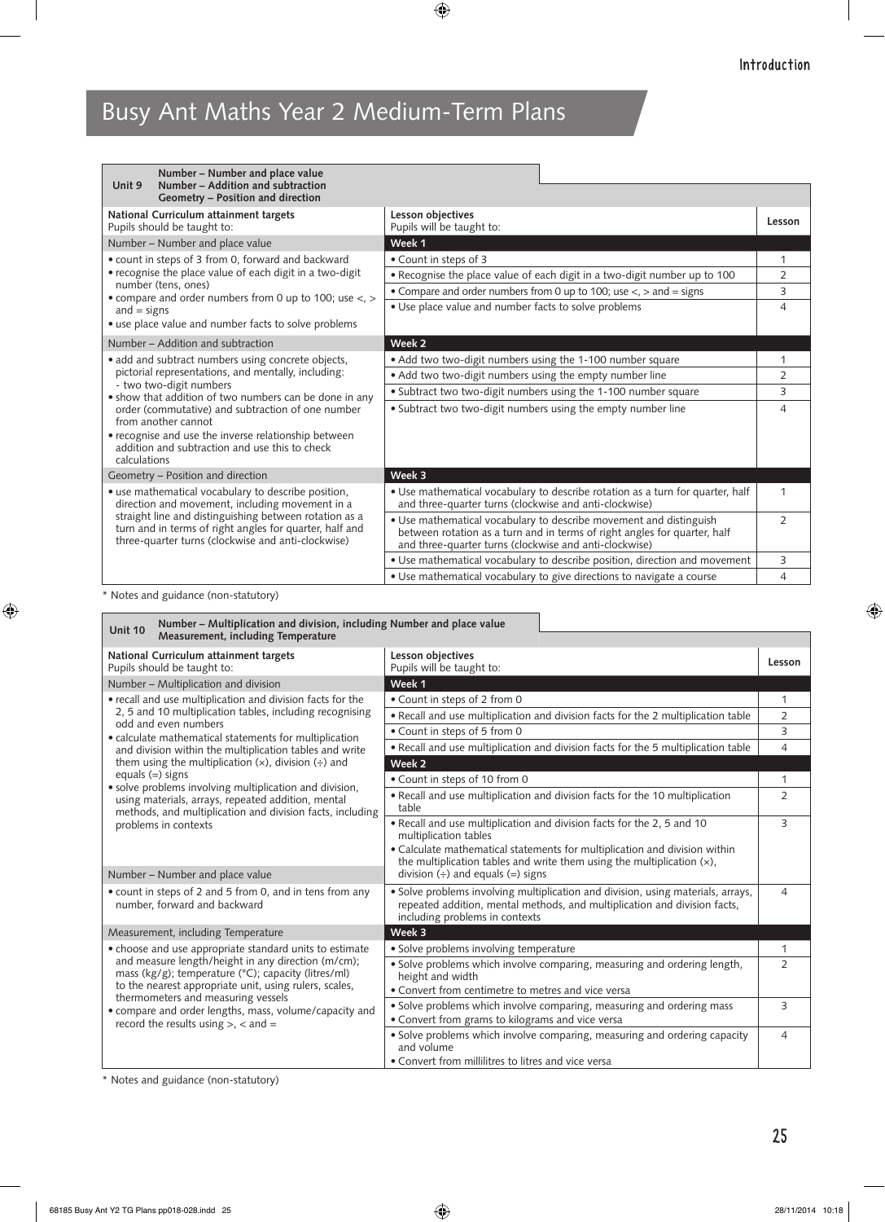# Busy Ant Maths Year 2 Medium-Term Plans

| Unit 9 | Number – Number and place value<br>Number – Addition and subtraction<br>Geometry – Position and direction | |
|---|---|---|
| **National Curriculum attainment targets**<br>Pupils should be taught to: | **Lesson objectives**<br>Pupils will be taught to: | **Lesson** |
| Number – Number and place value | **Week 1** | |
| • count in steps of 3 from 0, forward and backward<br>• recognise the place value of each digit in a two-digit number (tens, ones)<br>• compare and order numbers from 0 up to 100; use <, > and = signs<br>• use place value and number facts to solve problems | • Count in steps of 3 | 1 |
| | • Recognise the place value of each digit in a two-digit number up to 100 | 2 |
| | • Compare and order numbers from 0 up to 100; use <, > and = signs | 3 |
| | • Use place value and number facts to solve problems | 4 |
| Number – Addition and subtraction | **Week 2** | |
| • add and subtract numbers using concrete objects, pictorial representations, and mentally, including:<br>- two two-digit numbers<br>• show that addition of two numbers can be done in any order (commutative) and subtraction of one number from another cannot<br>• recognise and use the inverse relationship between addition and subtraction and use this to check calculations | • Add two two-digit numbers using the 1-100 number square | 1 |
| | • Add two two-digit numbers using the empty number line | 2 |
| | • Subtract two two-digit numbers using the 1-100 number square | 3 |
| | • Subtract two two-digit numbers using the empty number line | 4 |
| Geometry – Position and direction | **Week 3** | |
| • use mathematical vocabulary to describe position, direction and movement, including movement in a straight line and distinguishing between rotation as a turn and in terms of right angles for quarter, half and three-quarter turns (clockwise and anti-clockwise) | • Use mathematical vocabulary to describe rotation as a turn for quarter, half and three-quarter turns (clockwise and anti-clockwise) | 1 |
| | • Use mathematical vocabulary to describe movement and distinguish between rotation as a turn and in terms of right angles for quarter, half and three-quarter turns (clockwise and anti-clockwise) | 2 |
| | • Use mathematical vocabulary to describe position, direction and movement | 3 |
| | • Use mathematical vocabulary to give directions to navigate a course | 4 |

* Notes and guidance (non-statutory)

| Unit 10 | Number – Multiplication and division, including Number and place value<br>Measurement, including Temperature | |
|---|---|---|
| **National Curriculum attainment targets**<br>Pupils should be taught to: | **Lesson objectives**<br>Pupils will be taught to: | **Lesson** |
| Number – Multiplication and division | **Week 1** | |
| • recall and use multiplication and division facts for the 2, 5 and 10 multiplication tables, including recognising odd and even numbers<br>• calculate mathematical statements for multiplication and division within the multiplication tables and write them using the multiplication (×), division (÷) and equals (=) signs<br>• solve problems involving multiplication and division, using materials, arrays, repeated addition, mental methods, and multiplication and division facts, including problems in contexts | • Count in steps of 2 from 0 | 1 |
| | • Recall and use multiplication and division facts for the 2 multiplication table | 2 |
| | • Count in steps of 5 from 0 | 3 |
| | • Recall and use multiplication and division facts for the 5 multiplication table | 4 |
| | **Week 2** | |
| | • Count in steps of 10 from 0 | 1 |
| | • Recall and use multiplication and division facts for the 10 multiplication table | 2 |
| Number – Number and place value | • Recall and use multiplication and division facts for the 2, 5 and 10 multiplication tables<br>• Calculate mathematical statements for multiplication and division within the multiplication tables and write them using the multiplication (×), division (÷) and equals (=) signs | 3 |
| • count in steps of 2 and 5 from 0, and in tens from any number, forward and backward | • Solve problems involving multiplication and division, using materials, arrays, repeated addition, mental methods, and multiplication and division facts, including problems in contexts | 4 |
| Measurement, including Temperature | **Week 3** | |
| • choose and use appropriate standard units to estimate and measure length/height in any direction (m/cm); mass (kg/g); temperature (°C); capacity (litres/ml) to the nearest appropriate unit, using rulers, scales, thermometers and measuring vessels<br>• compare and order lengths, mass, volume/capacity and record the results using >, < and = | • Solve problems involving temperature | 1 |
| | • Solve problems which involve comparing, measuring and ordering length, height and width<br>• Convert from centimetre to metres and vice versa | 2 |
| | • Solve problems which involve comparing, measuring and ordering mass<br>• Convert from grams to kilograms and vice versa | 3 |
| | • Solve problems which involve comparing, measuring and ordering capacity and volume<br>• Convert from millilitres to litres and vice versa | 4 |

* Notes and guidance (non-statutory)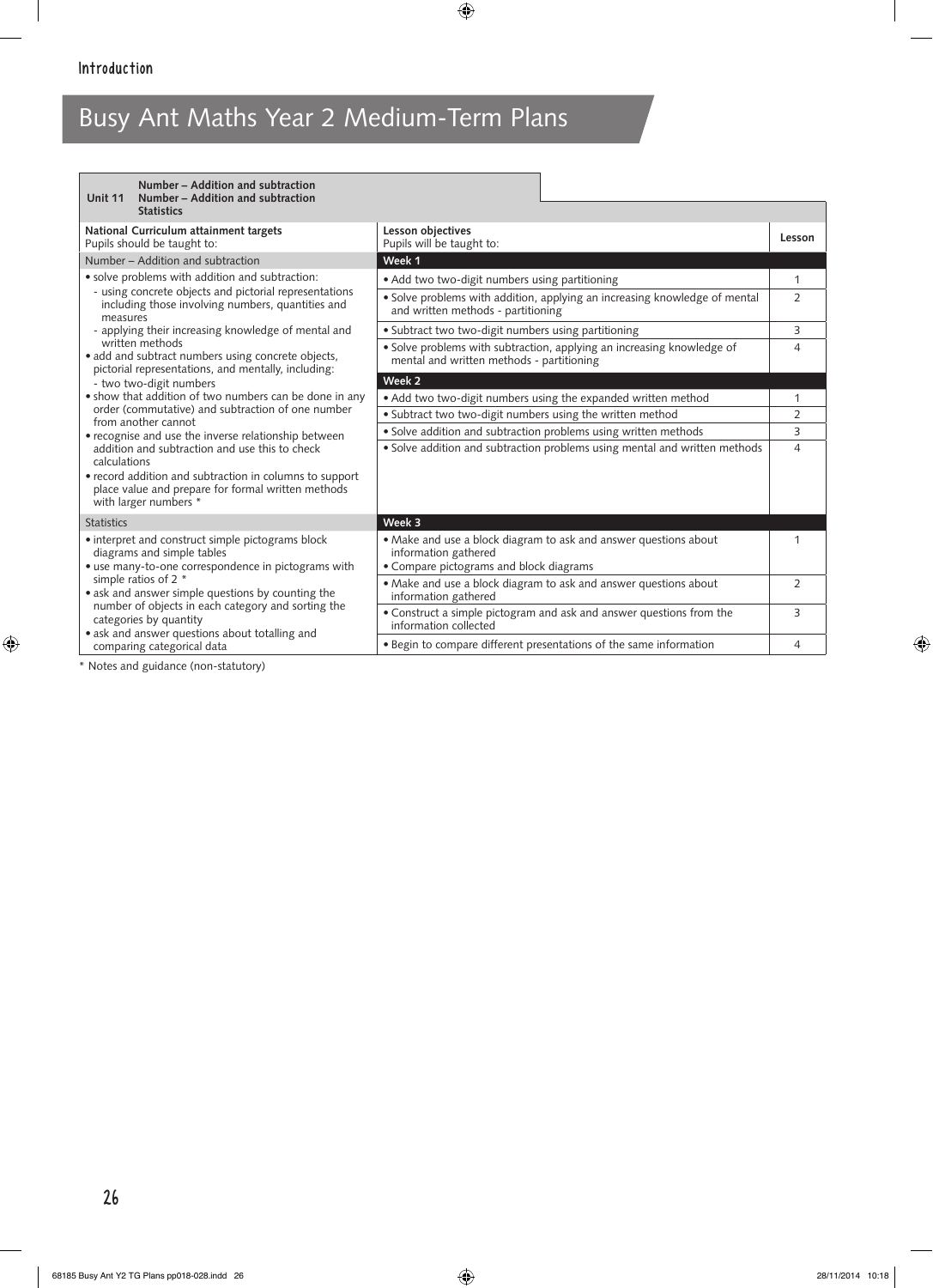# Busy Ant Maths Year 2 Medium-Term Plans

| **Unit 11** | **Number – Addition and subtraction**<br>**Number – Addition and subtraction**<br>**Statistics** | |
|---|---|---|
| **National Curriculum attainment targets**<br>Pupils should be taught to: | **Lesson objectives**<br>Pupils will be taught to: | **Lesson** |
| Number – Addition and subtraction | **Week 1** | |
| • solve problems with addition and subtraction:<br>- using concrete objects and pictorial representations including those involving numbers, quantities and measures<br>- applying their increasing knowledge of mental and written methods<br>• add and subtract numbers using concrete objects, pictorial representations, and mentally, including:<br>- two two-digit numbers<br>• show that addition of two numbers can be done in any order (commutative) and subtraction of one number from another cannot<br>• recognise and use the inverse relationship between addition and subtraction and use this to check calculations<br>• record addition and subtraction in columns to support place value and prepare for formal written methods with larger numbers * | • Add two two-digit numbers using partitioning | 1 |
| | • Solve problems with addition, applying an increasing knowledge of mental and written methods - partitioning | 2 |
| | • Subtract two two-digit numbers using partitioning | 3 |
| | • Solve problems with subtraction, applying an increasing knowledge of mental and written methods - partitioning | 4 |
| | **Week 2** | |
| | • Add two two-digit numbers using the expanded written method | 1 |
| | • Subtract two two-digit numbers using the written method | 2 |
| | • Solve addition and subtraction problems using written methods | 3 |
| | • Solve addition and subtraction problems using mental and written methods | 4 |
| Statistics | **Week 3** | |
| • interpret and construct simple pictograms block diagrams and simple tables<br>• use many-to-one correspondence in pictograms with simple ratios of 2 *<br>• ask and answer simple questions by counting the number of objects in each category and sorting the categories by quantity<br>• ask and answer questions about totalling and comparing categorical data | • Make and use a block diagram to ask and answer questions about information gathered<br>• Compare pictograms and block diagrams | 1 |
| | • Make and use a block diagram to ask and answer questions about information gathered | 2 |
| | • Construct a simple pictogram and ask and answer questions from the information collected | 3 |
| | • Begin to compare different presentations of the same information | 4 |

* Notes and guidance (non-statutory)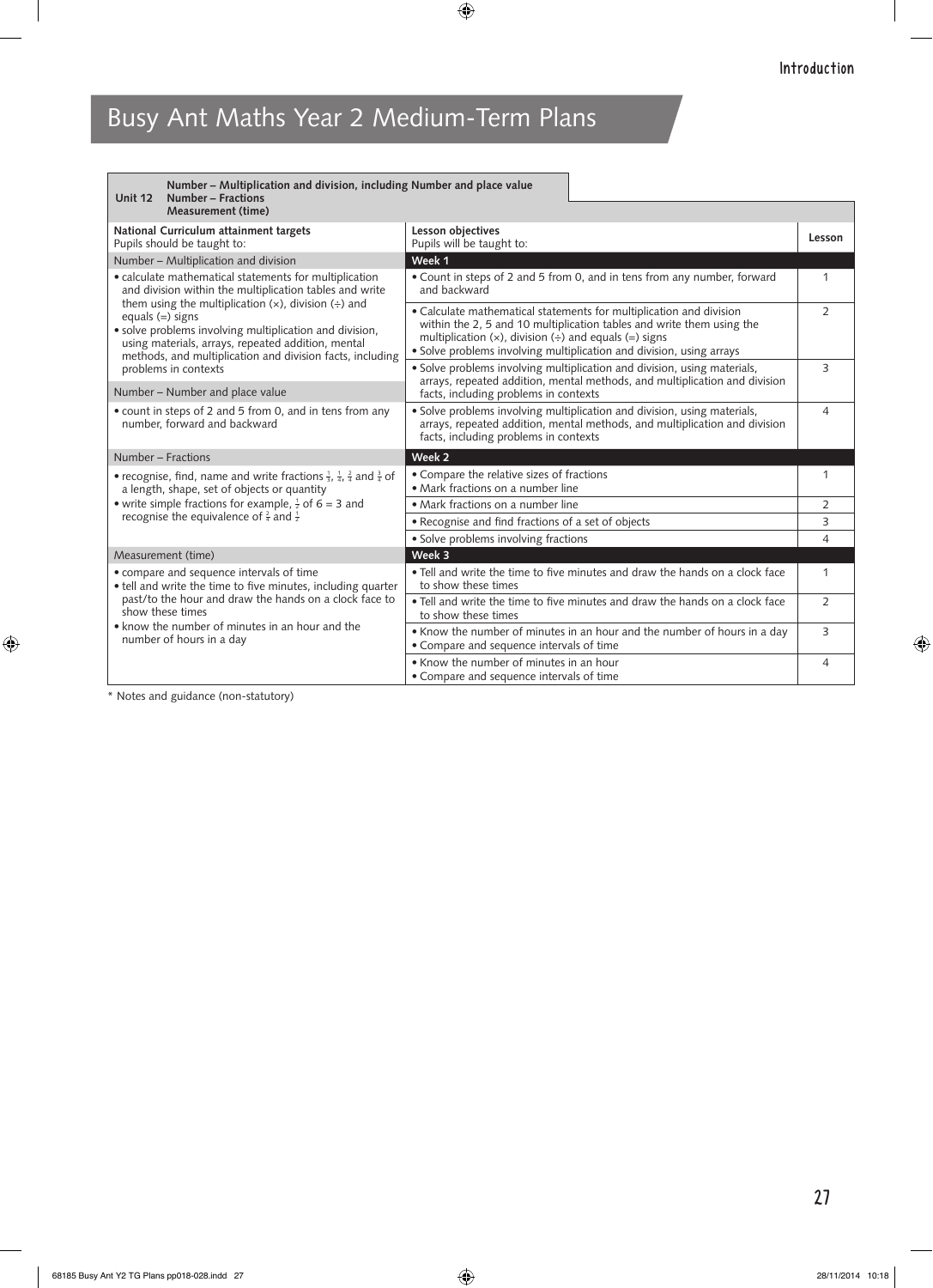# Busy Ant Maths Year 2 Medium-Term Plans

**Unit 12** — **Number – Multiplication and division, including Number and place value**
**Number – Fractions**
**Measurement (time)**

| **National Curriculum attainment targets** Pupils should be taught to: | **Lesson objectives** Pupils will be taught to: | **Lesson** |
|---|---|---|
| Number – Multiplication and division | **Week 1** | |
| • calculate mathematical statements for multiplication and division within the multiplication tables and write them using the multiplication (×), division (÷) and equals (=) signs • solve problems involving multiplication and division, using materials, arrays, repeated addition, mental methods, and multiplication and division facts, including problems in contexts | • Count in steps of 2 and 5 from 0, and in tens from any number, forward and backward | 1 |
| | • Calculate mathematical statements for multiplication and division within the 2, 5 and 10 multiplication tables and write them using the multiplication (×), division (÷) and equals (=) signs • Solve problems involving multiplication and division, using arrays | 2 |
| Number – Number and place value | • Solve problems involving multiplication and division, using materials, arrays, repeated addition, mental methods, and multiplication and division facts, including problems in contexts | 3 |
| • count in steps of 2 and 5 from 0, and in tens from any number, forward and backward | • Solve problems involving multiplication and division, using materials, arrays, repeated addition, mental methods, and multiplication and division facts, including problems in contexts | 4 |
| Number – Fractions | **Week 2** | |
| • recognise, find, name and write fractions $\frac{1}{3}$, $\frac{1}{4}$, $\frac{2}{4}$ and $\frac{3}{4}$ of a length, shape, set of objects or quantity • write simple fractions for example, $\frac{1}{2}$ of 6 = 3 and recognise the equivalence of $\frac{2}{4}$ and $\frac{1}{2}$ | • Compare the relative sizes of fractions • Mark fractions on a number line | 1 |
| | • Mark fractions on a number line | 2 |
| | • Recognise and find fractions of a set of objects | 3 |
| | • Solve problems involving fractions | 4 |
| Measurement (time) | **Week 3** | |
| • compare and sequence intervals of time • tell and write the time to five minutes, including quarter past/to the hour and draw the hands on a clock face to show these times • know the number of minutes in an hour and the number of hours in a day | • Tell and write the time to five minutes and draw the hands on a clock face to show these times | 1 |
| | • Tell and write the time to five minutes and draw the hands on a clock face to show these times | 2 |
| | • Know the number of minutes in an hour and the number of hours in a day • Compare and sequence intervals of time | 3 |
| | • Know the number of minutes in an hour • Compare and sequence intervals of time | 4 |

* Notes and guidance (non-statutory)